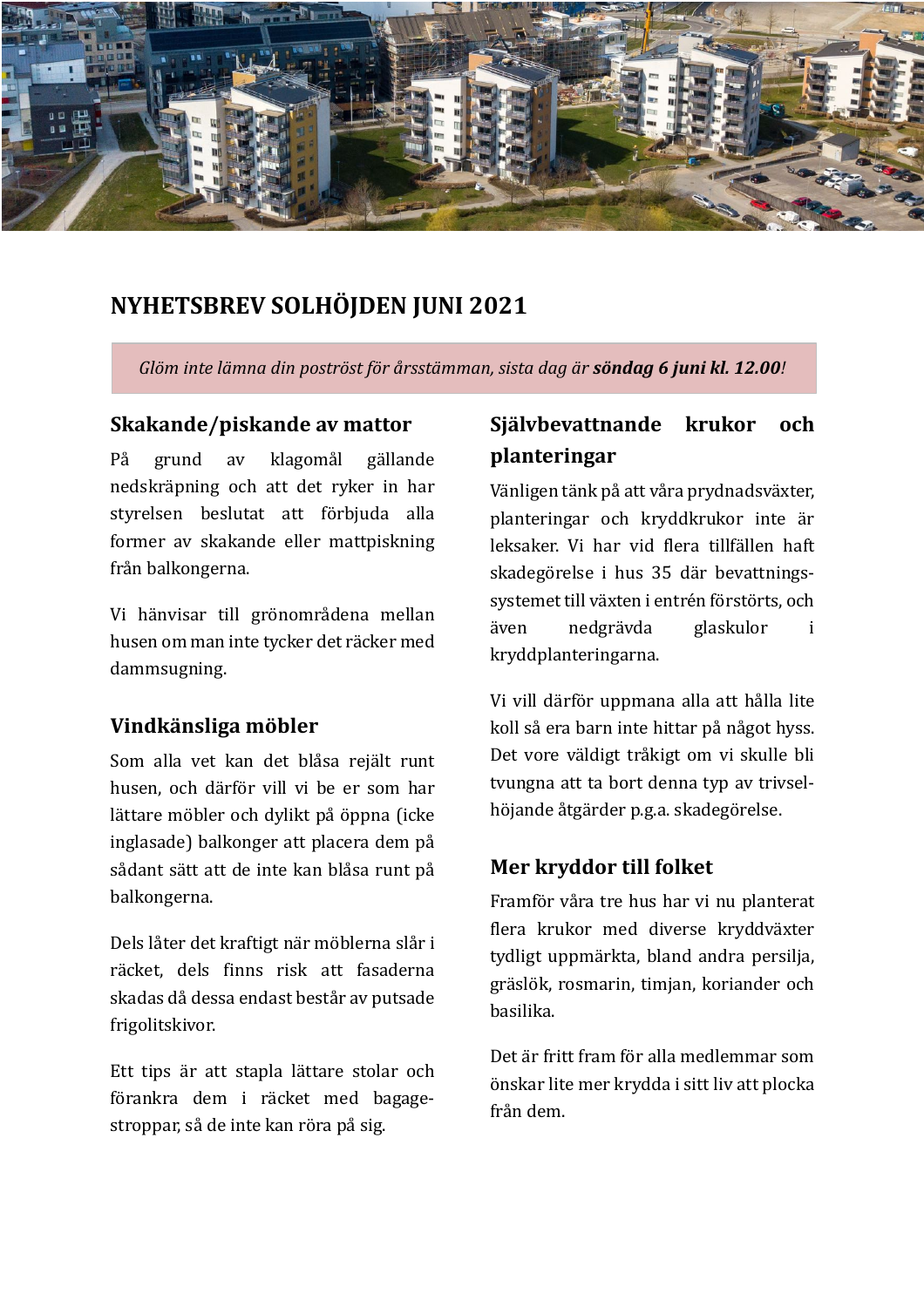# NYHETSBREV SOLHÖJDEN JUNI 2021

*Glöm inte lämna din poströst för årsstämman, sista dag är **söndag 6 juni kl. 12.00**!*

## Skakande/piskande av mattor

På grund av klagomål gällande nedskräpning och att det ryker in har styrelsen beslutat att förbjuda alla former av skakande eller mattpiskning från balkongerna.

Vi hänvisar till grönområdena mellan husen om man inte tycker det räcker med dammsugning.

## Vindkänsliga möbler

Som alla vet kan det blåsa rejält runt husen, och därför vill vi be er som har lättare möbler och dylikt på öppna (icke inglasade) balkonger att placera dem på sådant sätt att de inte kan blåsa runt på balkongerna.

Dels låter det kraftigt när möblerna slår i räcket, dels finns risk att fasaderna skadas då dessa endast består av putsade frigolitskivor.

Ett tips är att stapla lättare stolar och förankra dem i räcket med bagage-stroppar, så de inte kan röra på sig.

## Självbevattnande krukor och planteringar

Vänligen tänk på att våra prydnadsväxter, planteringar och kryddkrukor inte är leksaker. Vi har vid flera tillfällen haft skadegörelse i hus 35 där bevattnings-systemet till växten i entrén förstörts, och även nedgrävda glaskulor i kryddplanteringarna.

Vi vill därför uppmana alla att hålla lite koll så era barn inte hittar på något hyss. Det vore väldigt tråkigt om vi skulle bli tvungna att ta bort denna typ av trivsel-höjande åtgärder p.g.a. skadegörelse.

## Mer kryddor till folket

Framför våra tre hus har vi nu planterat flera krukor med diverse kryddväxter tydligt uppmärkta, bland andra persilja, gräslök, rosmarin, timjan, koriander och basilika.

Det är fritt fram för alla medlemmar som önskar lite mer krydda i sitt liv att plocka från dem.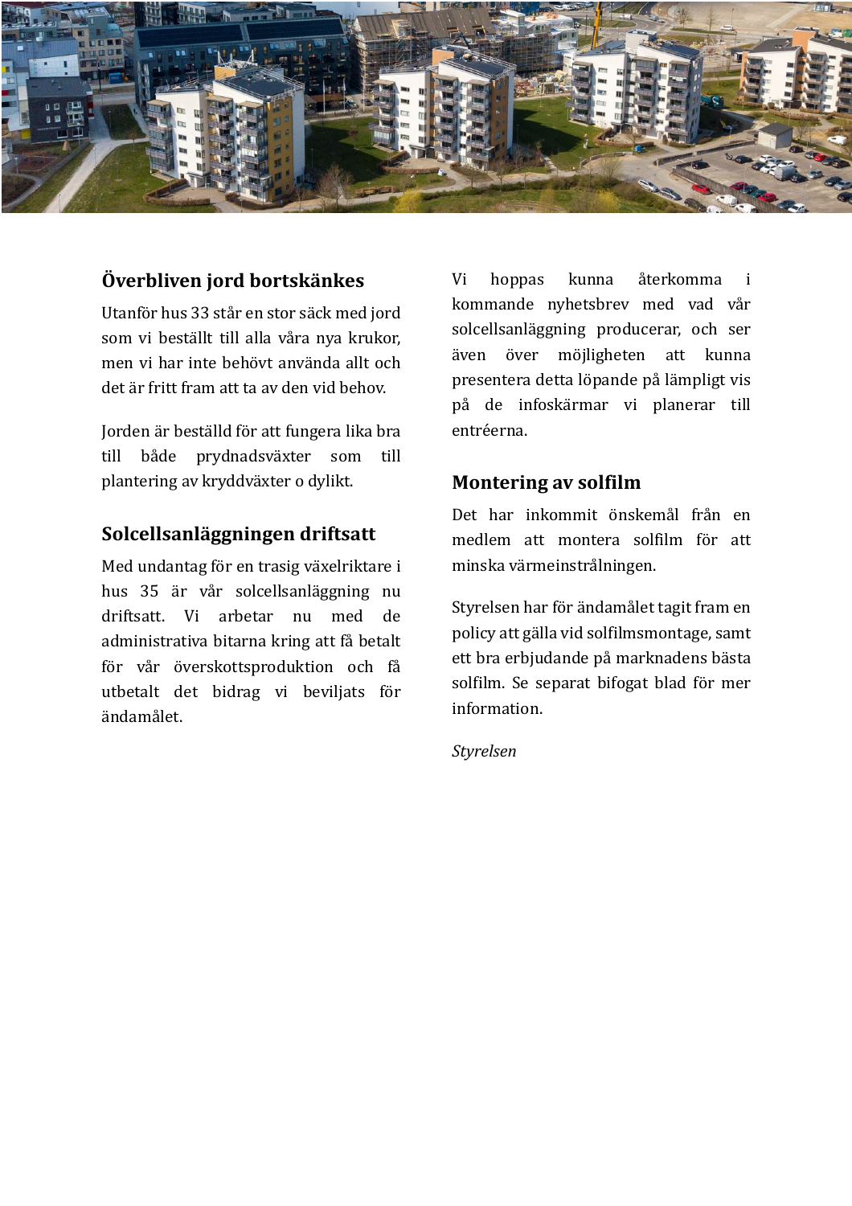## Överbliven jord bortskänkes

Utanför hus 33 står en stor säck med jord som vi beställt till alla våra nya krukor, men vi har inte behövt använda allt och det är fritt fram att ta av den vid behov.

Jorden är beställd för att fungera lika bra till både prydnadsväxter som till plantering av kryddväxter o dylikt.

## Solcellsanläggningen driftsatt

Med undantag för en trasig växelriktare i hus 35 är vår solcellsanläggning nu driftsatt. Vi arbetar nu med de administrativa bitarna kring att få betalt för vår överskottsproduktion och få utbetalt det bidrag vi beviljats för ändamålet.

Vi hoppas kunna återkomma i kommande nyhetsbrev med vad vår solcellsanläggning producerar, och ser även över möjligheten att kunna presentera detta löpande på lämpligt vis på de infoskärmar vi planerar till entréerna.

## Montering av solfilm

Det har inkommit önskemål från en medlem att montera solfilm för att minska värmeinstrålningen.

Styrelsen har för ändamålet tagit fram en policy att gälla vid solfilmsmontage, samt ett bra erbjudande på marknadens bästa solfilm. Se separat bifogat blad för mer information.

*Styrelsen*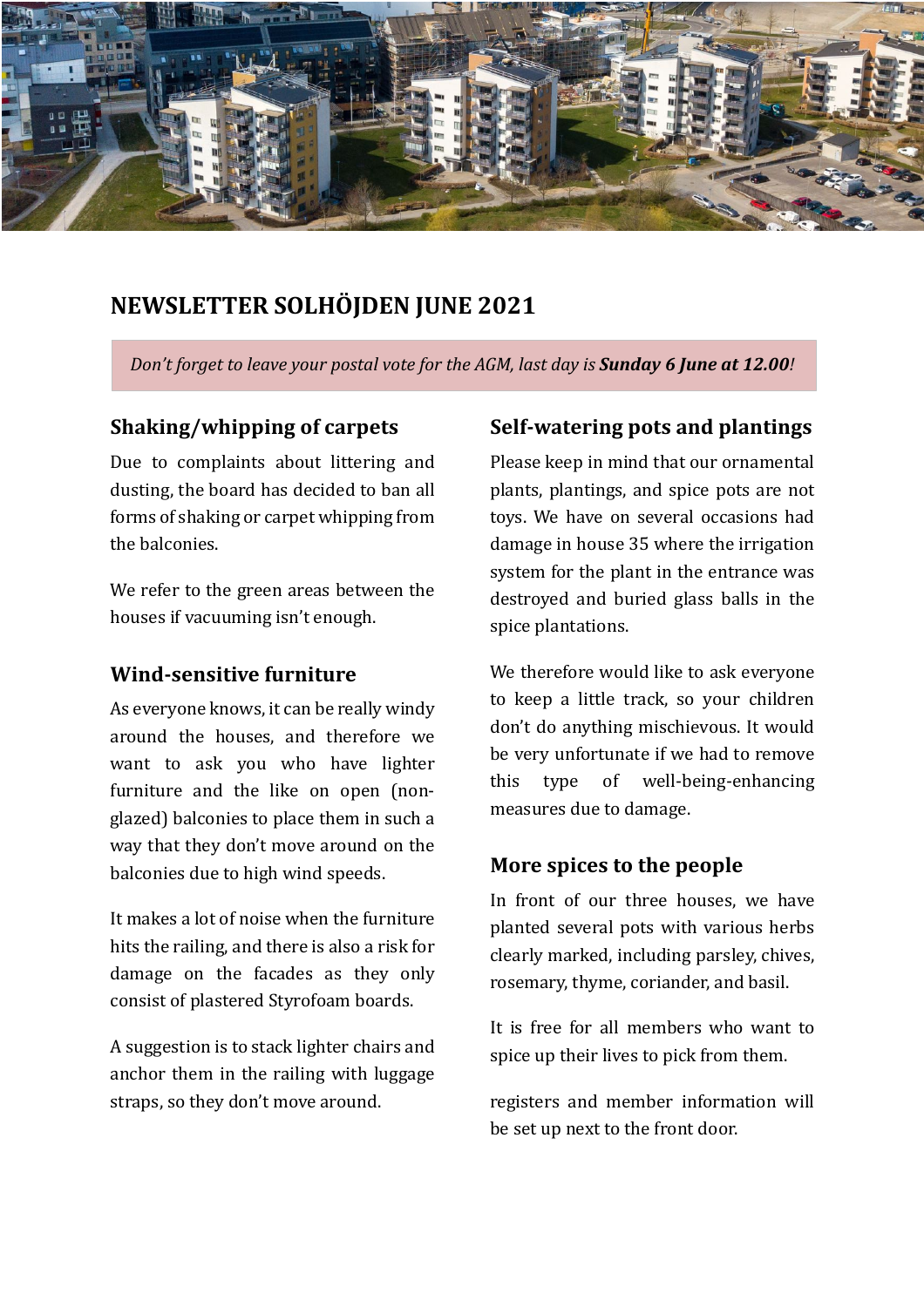# NEWSLETTER SOLHÖJDEN JUNE 2021

*Don't forget to leave your postal vote for the AGM, last day is **Sunday 6 June at 12.00**!*

## Shaking/whipping of carpets

Due to complaints about littering and dusting, the board has decided to ban all forms of shaking or carpet whipping from the balconies.

We refer to the green areas between the houses if vacuuming isn't enough.

## Wind-sensitive furniture

As everyone knows, it can be really windy around the houses, and therefore we want to ask you who have lighter furniture and the like on open (non-glazed) balconies to place them in such a way that they don't move around on the balconies due to high wind speeds.

It makes a lot of noise when the furniture hits the railing, and there is also a risk for damage on the facades as they only consist of plastered Styrofoam boards.

A suggestion is to stack lighter chairs and anchor them in the railing with luggage straps, so they don't move around.

## Self-watering pots and plantings

Please keep in mind that our ornamental plants, plantings, and spice pots are not toys. We have on several occasions had damage in house 35 where the irrigation system for the plant in the entrance was destroyed and buried glass balls in the spice plantations.

We therefore would like to ask everyone to keep a little track, so your children don't do anything mischievous. It would be very unfortunate if we had to remove this type of well-being-enhancing measures due to damage.

## More spices to the people

In front of our three houses, we have planted several pots with various herbs clearly marked, including parsley, chives, rosemary, thyme, coriander, and basil.

It is free for all members who want to spice up their lives to pick from them.

registers and member information will be set up next to the front door.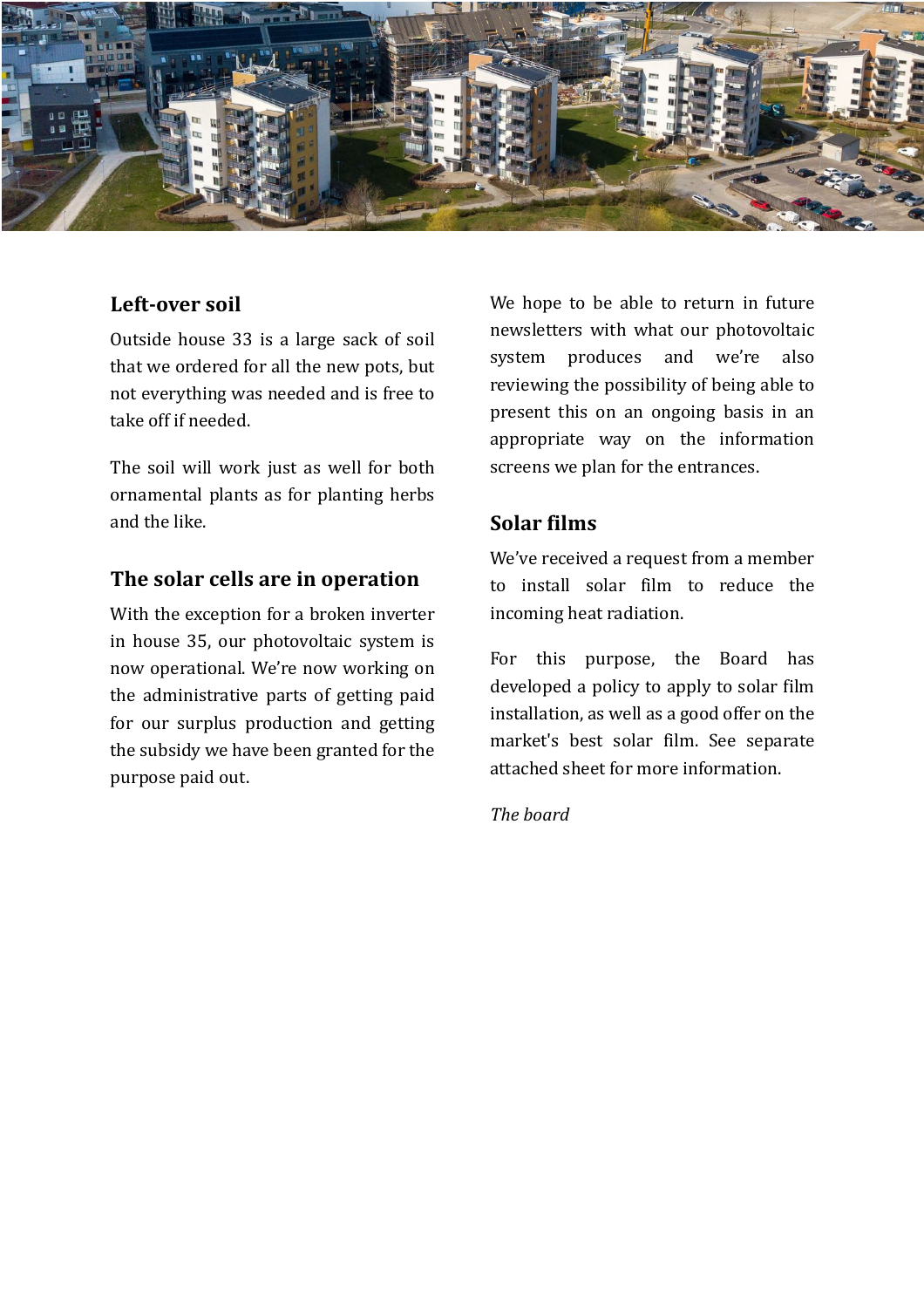## Left-over soil

Outside house 33 is a large sack of soil that we ordered for all the new pots, but not everything was needed and is free to take off if needed.

The soil will work just as well for both ornamental plants as for planting herbs and the like.

## The solar cells are in operation

With the exception for a broken inverter in house 35, our photovoltaic system is now operational. We're now working on the administrative parts of getting paid for our surplus production and getting the subsidy we have been granted for the purpose paid out.

We hope to be able to return in future newsletters with what our photovoltaic system produces and we're also reviewing the possibility of being able to present this on an ongoing basis in an appropriate way on the information screens we plan for the entrances.

## Solar films

We've received a request from a member to install solar film to reduce the incoming heat radiation.

For this purpose, the Board has developed a policy to apply to solar film installation, as well as a good offer on the market's best solar film. See separate attached sheet for more information.

*The board*